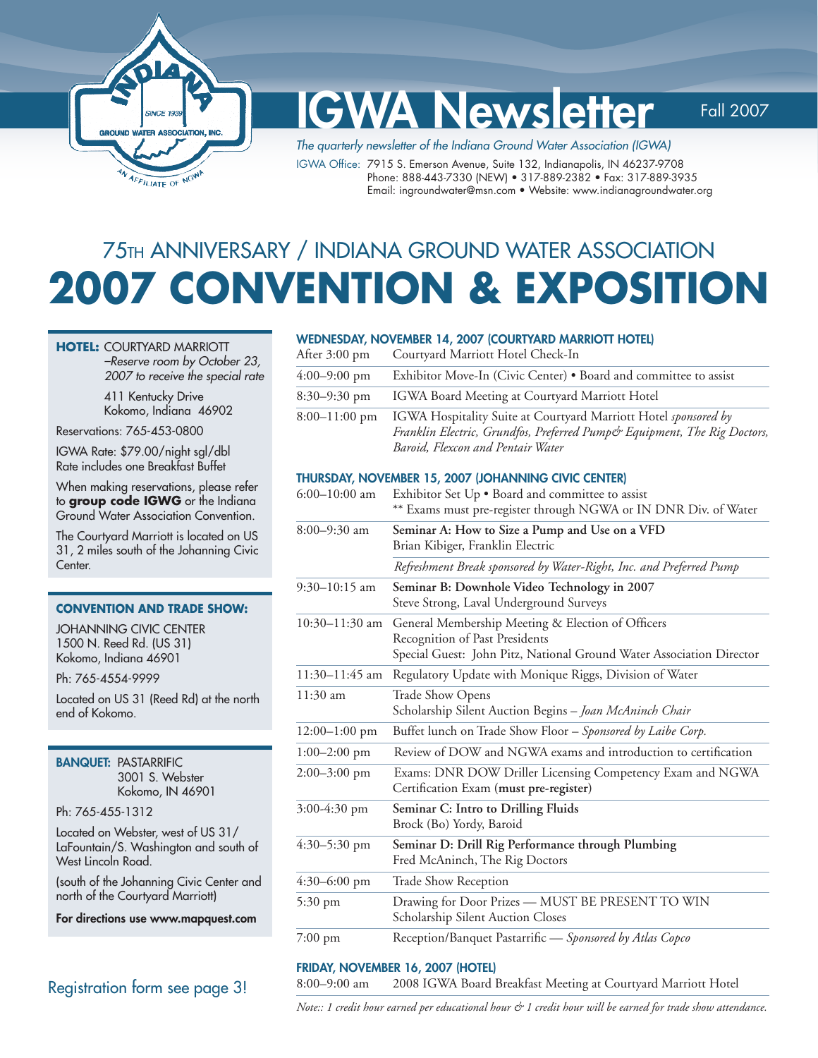# IGWA Newsletter

Fall 2007

*The quarterly newsletter of the Indiana Ground Water Association (IGWA)*

IGWA Office: 7915 S. Emerson Avenue, Suite 132, Indianapolis, IN 46237-9708
Phone: 888-443-7330 (NEW) • 317-889-2382 • Fax: 317-889-3935
Email: ingroundwater@msn.com • Website: www.indianagroundwater.org

## 75TH ANNIVERSARY / INDIANA GROUND WATER ASSOCIATION

# 2007 CONVENTION & EXPOSITION

**HOTEL:** COURTYARD MARRIOTT
*–Reserve room by October 23, 2007 to receive the special rate*

411 Kentucky Drive
Kokomo, Indiana 46902

Reservations: 765-453-0800

IGWA Rate: $79.00/night sgl/dbl
Rate includes one Breakfast Buffet

When making reservations, please refer to **group code IGWG** or the Indiana Ground Water Association Convention.

The Courtyard Marriott is located on US 31, 2 miles south of the Johanning Civic Center.

**CONVENTION AND TRADE SHOW:**

JOHANNING CIVIC CENTER
1500 N. Reed Rd. (US 31)
Kokomo, Indiana 46901

Ph: 765-4554-9999

Located on US 31 (Reed Rd) at the north end of Kokomo.

**BANQUET:** PASTARRIFIC
3001 S. Webster
Kokomo, IN 46901

Ph: 765-455-1312

Located on Webster, west of US 31/ LaFountain/S. Washington and south of West Lincoln Road.

(south of the Johanning Civic Center and north of the Courtyard Marriott)

**For directions use www.mapquest.com**

Registration form see page 3!

### WEDNESDAY, NOVEMBER 14, 2007 (COURTYARD MARRIOTT HOTEL)

| | |
|---|---|
| After 3:00 pm | Courtyard Marriott Hotel Check-In |
| 4:00–9:00 pm | Exhibitor Move-In (Civic Center) • Board and committee to assist |
| 8:30–9:30 pm | IGWA Board Meeting at Courtyard Marriott Hotel |
| 8:00–11:00 pm | IGWA Hospitality Suite at Courtyard Marriott Hotel *sponsored by Franklin Electric, Grundfos, Preferred Pump& Equipment, The Rig Doctors, Baroid, Flexcon and Pentair Water* |

### THURSDAY, NOVEMBER 15, 2007 (JOHANNING CIVIC CENTER)

| | |
|---|---|
| 6:00–10:00 am | Exhibitor Set Up • Board and committee to assist<br>** Exams must pre-register through NGWA or IN DNR Div. of Water |
| 8:00–9:30 am | **Seminar A: How to Size a Pump and Use on a VFD**<br>Brian Kibiger, Franklin Electric |
| | *Refreshment Break sponsored by Water-Right, Inc. and Preferred Pump* |
| 9:30–10:15 am | **Seminar B: Downhole Video Technology in 2007**<br>Steve Strong, Laval Underground Surveys |
| 10:30–11:30 am | General Membership Meeting & Election of Officers<br>Recognition of Past Presidents<br>Special Guest: John Pitz, National Ground Water Association Director |
| 11:30–11:45 am | Regulatory Update with Monique Riggs, Division of Water |
| 11:30 am | Trade Show Opens<br>Scholarship Silent Auction Begins – *Joan McAninch Chair* |
| 12:00–1:00 pm | Buffet lunch on Trade Show Floor – *Sponsored by Laibe Corp.* |
| 1:00–2:00 pm | Review of DOW and NGWA exams and introduction to certification |
| 2:00–3:00 pm | Exams: DNR DOW Driller Licensing Competency Exam and NGWA Certification Exam (**must pre-register**) |
| 3:00-4:30 pm | **Seminar C: Intro to Drilling Fluids**<br>Brock (Bo) Yordy, Baroid |
| 4:30–5:30 pm | **Seminar D: Drill Rig Performance through Plumbing**<br>Fred McAninch, The Rig Doctors |
| 4:30–6:00 pm | Trade Show Reception |
| 5:30 pm | Drawing for Door Prizes — MUST BE PRESENT TO WIN<br>Scholarship Silent Auction Closes |
| 7:00 pm | Reception/Banquet Pastarrific — *Sponsored by Atlas Copco* |

### FRIDAY, NOVEMBER 16, 2007 (HOTEL)

| | |
|---|---|
| 8:00–9:00 am | 2008 IGWA Board Breakfast Meeting at Courtyard Marriott Hotel |

*Note:: 1 credit hour earned per educational hour & 1 credit hour will be earned for trade show attendance.*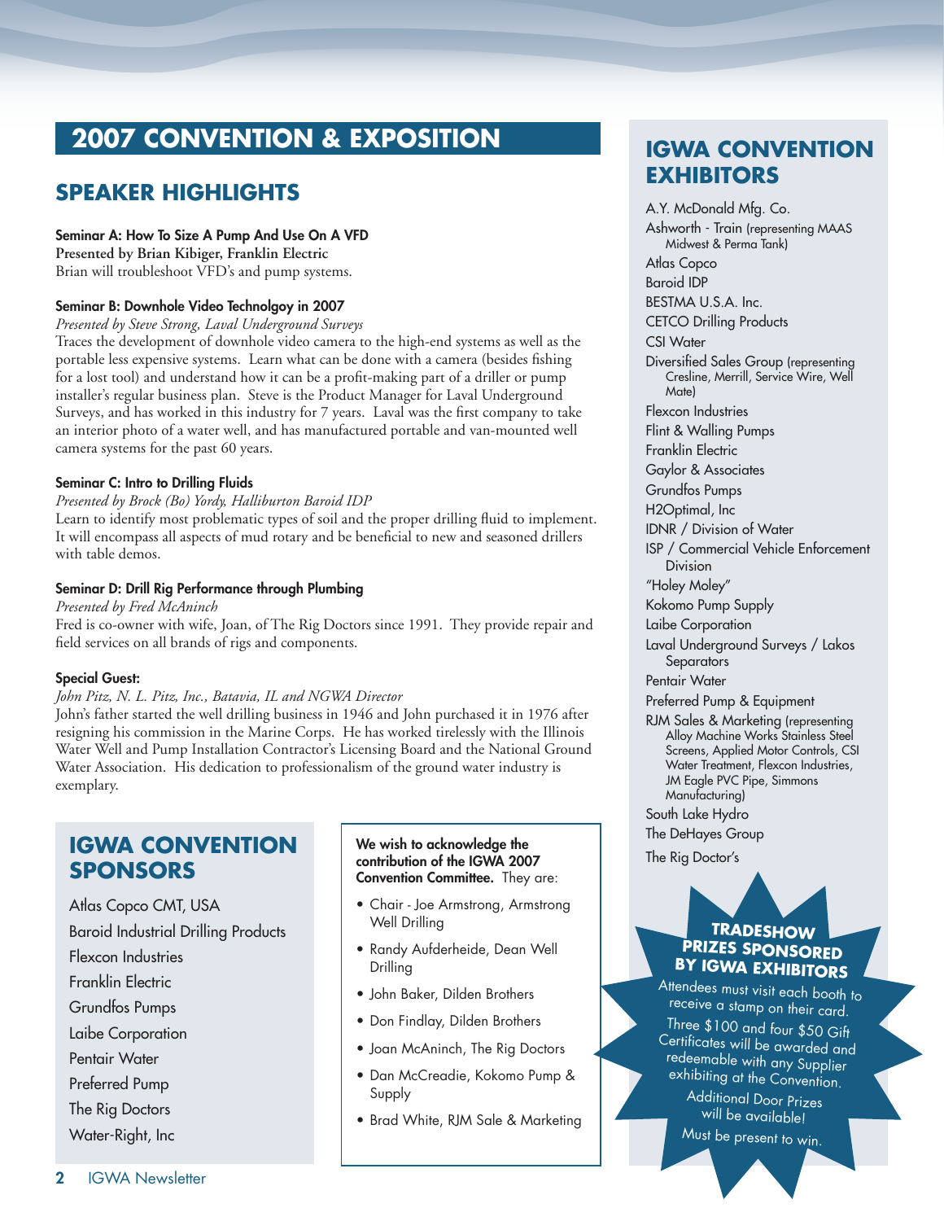# 2007 CONVENTION & EXPOSITION

## SPEAKER HIGHLIGHTS

**Seminar A: How To Size A Pump And Use On A VFD**
**Presented by Brian Kibiger, Franklin Electric**
Brian will troubleshoot VFD's and pump systems.

**Seminar B: Downhole Video Technolgoy in 2007**
*Presented by Steve Strong, Laval Underground Surveys*
Traces the development of downhole video camera to the high-end systems as well as the portable less expensive systems. Learn what can be done with a camera (besides fishing for a lost tool) and understand how it can be a profit-making part of a driller or pump installer's regular business plan. Steve is the Product Manager for Laval Underground Surveys, and has worked in this industry for 7 years. Laval was the first company to take an interior photo of a water well, and has manufactured portable and van-mounted well camera systems for the past 60 years.

**Seminar C: Intro to Drilling Fluids**
*Presented by Brock (Bo) Yordy, Halliburton Baroid IDP*
Learn to identify most problematic types of soil and the proper drilling fluid to implement. It will encompass all aspects of mud rotary and be beneficial to new and seasoned drillers with table demos.

**Seminar D: Drill Rig Performance through Plumbing**
*Presented by Fred McAninch*
Fred is co-owner with wife, Joan, of The Rig Doctors since 1991. They provide repair and field services on all brands of rigs and components.

**Special Guest:**
*John Pitz, N. L. Pitz, Inc., Batavia, IL and NGWA Director*
John's father started the well drilling business in 1946 and John purchased it in 1976 after resigning his commission in the Marine Corps. He has worked tirelessly with the Illinois Water Well and Pump Installation Contractor's Licensing Board and the National Ground Water Association. His dedication to professionalism of the ground water industry is exemplary.

## IGWA CONVENTION SPONSORS

Atlas Copco CMT, USA
Baroid Industrial Drilling Products
Flexcon Industries
Franklin Electric
Grundfos Pumps
Laibe Corporation
Pentair Water
Preferred Pump
The Rig Doctors
Water-Right, Inc

**We wish to acknowledge the contribution of the IGWA 2007 Convention Committee.** They are:

- Chair - Joe Armstrong, Armstrong Well Drilling
- Randy Aufderheide, Dean Well Drilling
- John Baker, Dilden Brothers
- Don Findlay, Dilden Brothers
- Joan McAninch, The Rig Doctors
- Dan McCreadie, Kokomo Pump & Supply
- Brad White, RJM Sale & Marketing

## IGWA CONVENTION EXHIBITORS

A.Y. McDonald Mfg. Co.
Ashworth - Train (representing MAAS Midwest & Perma Tank)
Atlas Copco
Baroid IDP
BESTMA U.S.A. Inc.
CETCO Drilling Products
CSI Water
Diversified Sales Group (representing Cresline, Merrill, Service Wire, Well Mate)
Flexcon Industries
Flint & Walling Pumps
Franklin Electric
Gaylor & Associates
Grundfos Pumps
H2Optimal, Inc
IDNR / Division of Water
ISP / Commercial Vehicle Enforcement Division
"Holey Moley"
Kokomo Pump Supply
Laibe Corporation
Laval Underground Surveys / Lakos Separators
Pentair Water
Preferred Pump & Equipment
RJM Sales & Marketing (representing Alloy Machine Works Stainless Steel Screens, Applied Motor Controls, CSI Water Treatment, Flexcon Industries, JM Eagle PVC Pipe, Simmons Manufacturing)
South Lake Hydro
The DeHayes Group
The Rig Doctor's

**TRADESHOW PRIZES SPONSORED BY IGWA EXHIBITORS**

Attendees must visit each booth to receive a stamp on their card.

Three $100 and four $50 Gift Certificates will be awarded and redeemable with any Supplier exhibiting at the Convention.

Additional Door Prizes will be available!

Must be present to win.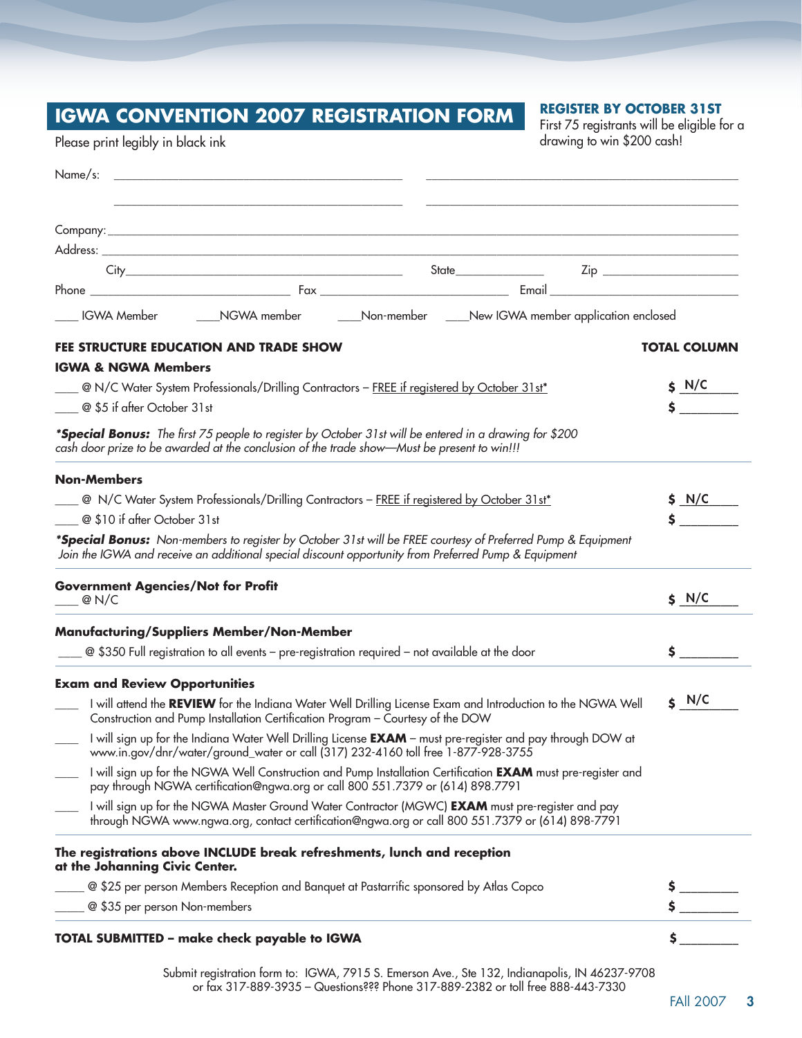## IGWA CONVENTION 2007 REGISTRATION FORM

Please print legibly in black ink

**REGISTER BY OCTOBER 31ST**
First 75 registrants will be eligible for a drawing to win $200 cash!

Name/s: ______________________________ ______________________________

______________________________ ______________________________

Company: ____________________________________________________________

Address: ____________________________________________________________

City ______________________________ State __________ Zip ______________

Phone ____________________ Fax ____________________ Email ____________________

____ IGWA Member ____NGWA member ____Non-member ____New IGWA member application enclosed

**FEE STRUCTURE EDUCATION AND TRADE SHOW** **TOTAL COLUMN**

**IGWA & NGWA Members**

____ @ N/C Water System Professionals/Drilling Contractors – FREE if registered by October 31st* $ N/C

____ @ $5 if after October 31st $ ________

***Special Bonus:** The first 75 people to register by October 31st will be entered in a drawing for $200 cash door prize to be awarded at the conclusion of the trade show—Must be present to win!!!*

**Non-Members**

____ @ N/C Water System Professionals/Drilling Contractors – FREE if registered by October 31st* $ N/C

____ @ $10 if after October 31st $ ________

***Special Bonus:** Non-members to register by October 31st will be FREE courtesy of Preferred Pump & Equipment Join the IGWA and receive an additional special discount opportunity from Preferred Pump & Equipment*

**Government Agencies/Not for Profit**

____ @ N/C $ N/C

**Manufacturing/Suppliers Member/Non-Member**

____ @ $350 Full registration to all events – pre-registration required – not available at the door $ ________

**Exam and Review Opportunities**

____ I will attend the **REVIEW** for the Indiana Water Well Drilling License Exam and Introduction to the NGWA Well Construction and Pump Installation Certification Program – Courtesy of the DOW $ N/C

____ I will sign up for the Indiana Water Well Drilling License **EXAM** – must pre-register and pay through DOW at www.in.gov/dnr/water/ground_water or call (317) 232-4160 toll free 1-877-928-3755

____ I will sign up for the NGWA Well Construction and Pump Installation Certification **EXAM** must pre-register and pay through NGWA certification@ngwa.org or call 800 551.7379 or (614) 898.7791

____ I will sign up for the NGWA Master Ground Water Contractor (MGWC) **EXAM** must pre-register and pay through NGWA www.ngwa.org, contact certification@ngwa.org or call 800 551.7379 or (614) 898-7791

**The registrations above INCLUDE break refreshments, lunch and reception at the Johanning Civic Center.**

_____ @ $25 per person Members Reception and Banquet at Pastarrific sponsored by Atlas Copco $ ________

_____ @ $35 per person Non-members $ ________

**TOTAL SUBMITTED – make check payable to IGWA** $ ________

Submit registration form to: IGWA, 7915 S. Emerson Ave., Ste 132, Indianapolis, IN 46237-9708 or fax 317-889-3935 – Questions??? Phone 317-889-2382 or toll free 888-443-7330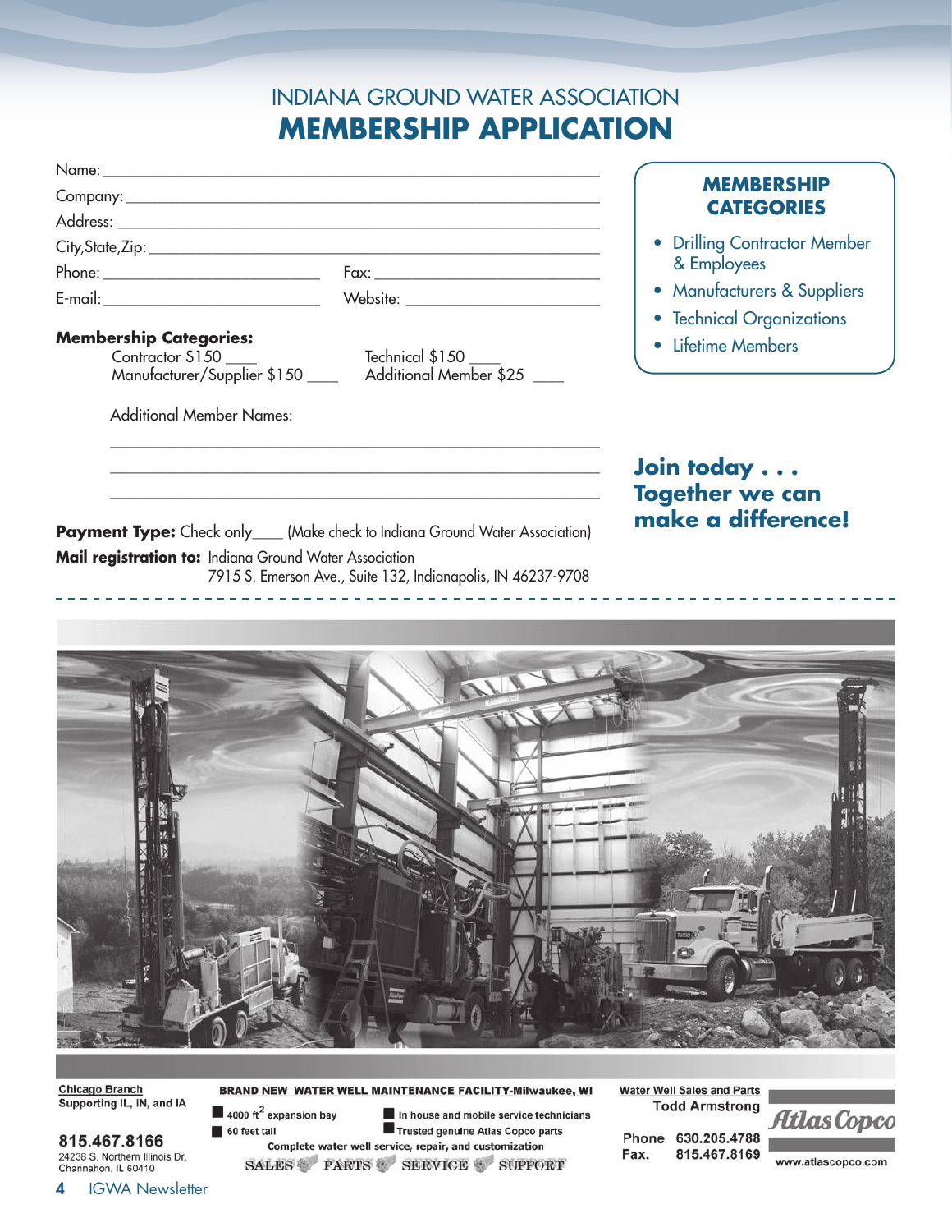# INDIANA GROUND WATER ASSOCIATION

## MEMBERSHIP APPLICATION

Name: ______________________________________________

Company: ______________________________________________

Address: ______________________________________________

City,State,Zip: ______________________________________________

Phone: ______________________ Fax: ______________________

E-mail: ______________________ Website: ______________________

**Membership Categories:**

Contractor $150 ____ Technical $150 ____

Manufacturer/Supplier $150 ____ Additional Member $25 ____

Additional Member Names:

______________________________________________

______________________________________________

______________________________________________

**Payment Type:** Check only____ (Make check to Indiana Ground Water Association)

**Mail registration to:** Indiana Ground Water Association
7915 S. Emerson Ave., Suite 132, Indianapolis, IN 46237-9708

### MEMBERSHIP CATEGORIES

- Drilling Contractor Member & Employees
- Manufacturers & Suppliers
- Technical Organizations
- Lifetime Members

**Join today . . . Together we can make a difference!**

---

Chicago Branch
Supporting IL, IN, and IA

815.467.8166
24238 S. Northern Illinois Dr.
Channahon, IL 60410

**BRAND NEW WATER WELL MAINTENANCE FACILITY-Milwaukee, WI**

- 4000 ft$^2$ expansion bay
- 60 feet tall
- In house and mobile service technicians
- Trusted genuine Atlas Copco parts

Complete water well service, repair, and customization

SALES PARTS SERVICE SUPPORT

Water Well Sales and Parts
Todd Armstrong

Phone 630.205.4788
Fax. 815.467.8169

Atlas Copco
www.atlascopco.com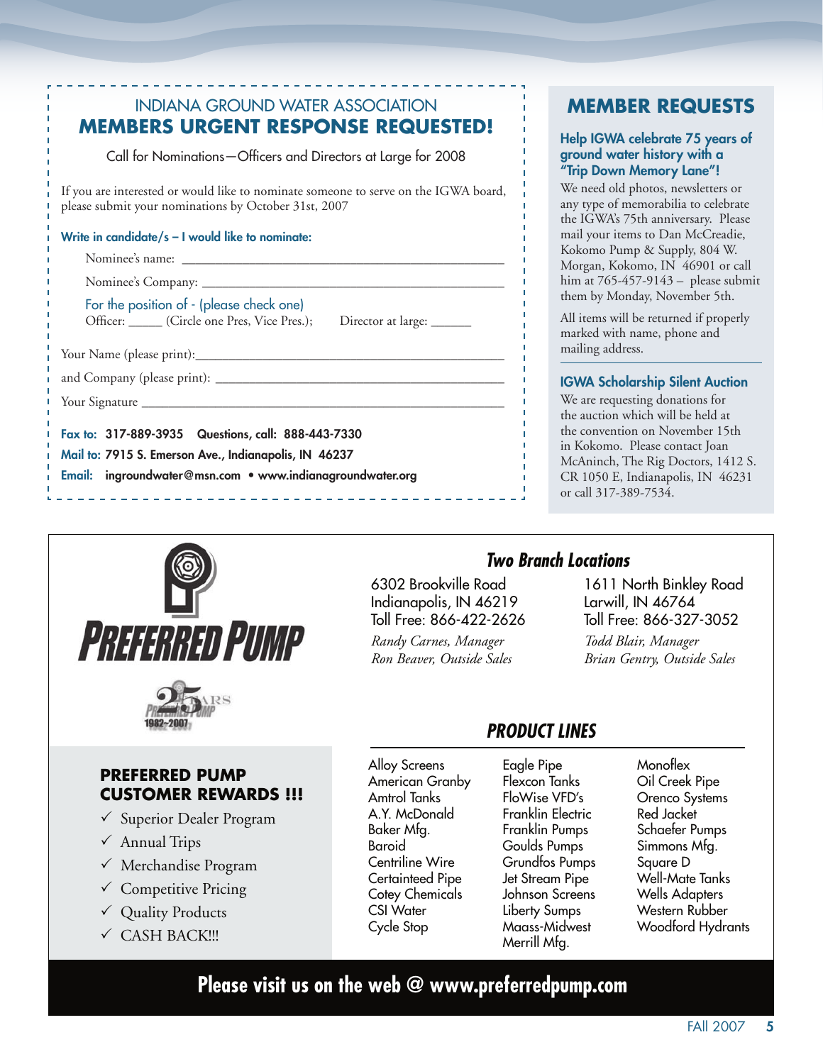## INDIANA GROUND WATER ASSOCIATION
## MEMBERS URGENT RESPONSE REQUESTED!

Call for Nominations—Officers and Directors at Large for 2008

If you are interested or would like to nominate someone to serve on the IGWA board, please submit your nominations by October 31st, 2007

**Write in candidate/s – I would like to nominate:**

Nominee's name: ______________________________

Nominee's Company: ______________________________

For the position of - (please check one)
Officer: _____ (Circle one Pres, Vice Pres.); Director at large: ______

Your Name (please print):______________________________

and Company (please print): ______________________________

Your Signature ______________________________

**Fax to:** 317-889-3935 **Questions, call:** 888-443-7330

**Mail to:** 7915 S. Emerson Ave., Indianapolis, IN 46237

**Email:** ingroundwater@msn.com • www.indianagroundwater.org

## MEMBER REQUESTS

### Help IGWA celebrate 75 years of ground water history with a "Trip Down Memory Lane"!

We need old photos, newsletters or any type of memorabilia to celebrate the IGWA's 75th anniversary. Please mail your items to Dan McCreadie, Kokomo Pump & Supply, 804 W. Morgan, Kokomo, IN 46901 or call him at 765-457-9143 – please submit them by Monday, November 5th.

All items will be returned if properly marked with name, phone and mailing address.

### IGWA Scholarship Silent Auction

We are requesting donations for the auction which will be held at the convention on November 15th in Kokomo. Please contact Joan McAninch, The Rig Doctors, 1412 S. CR 1050 E, Indianapolis, IN 46231 or call 317-389-7534.

---

## PREFERRED PUMP

25 YEARS 1982–2007

### Two Branch Locations

6302 Brookville Road
Indianapolis, IN 46219
Toll Free: 866-422-2626
*Randy Carnes, Manager*
*Ron Beaver, Outside Sales*

1611 North Binkley Road
Larwill, IN 46764
Toll Free: 866-327-3052
*Todd Blair, Manager*
*Brian Gentry, Outside Sales*

### PREFERRED PUMP CUSTOMER REWARDS !!!

- ✓ Superior Dealer Program
- ✓ Annual Trips
- ✓ Merchandise Program
- ✓ Competitive Pricing
- ✓ Quality Products
- ✓ CASH BACK!!!

### PRODUCT LINES

Alloy Screens
American Granby
Amtrol Tanks
A.Y. McDonald
Baker Mfg.
Baroid
Centriline Wire
Certainteed Pipe
Cotey Chemicals
CSI Water
Cycle Stop
Eagle Pipe
Flexcon Tanks
FloWise VFD's
Franklin Electric
Franklin Pumps
Goulds Pumps
Grundfos Pumps
Jet Stream Pipe
Johnson Screens
Liberty Sumps
Maass-Midwest
Merrill Mfg.
Monoflex
Oil Creek Pipe
Orenco Systems
Red Jacket
Schaefer Pumps
Simmons Mfg.
Square D
Well-Mate Tanks
Wells Adapters
Western Rubber
Woodford Hydrants

**Please visit us on the web @ www.preferredpump.com**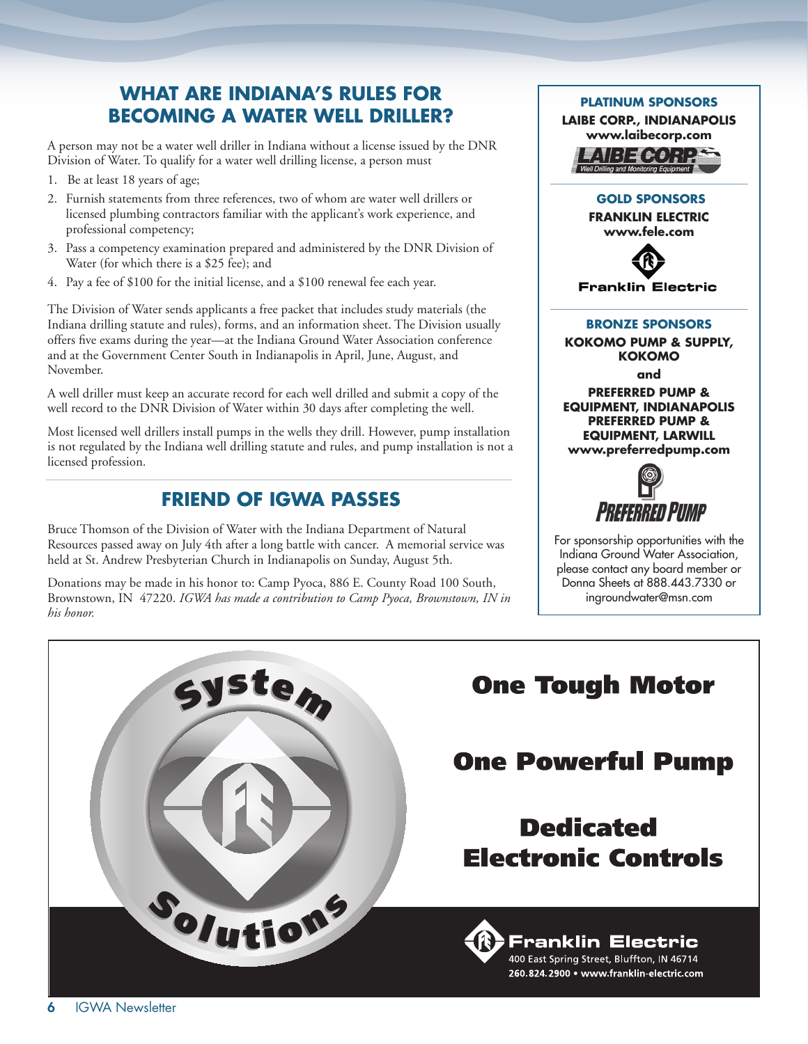## WHAT ARE INDIANA'S RULES FOR BECOMING A WATER WELL DRILLER?

A person may not be a water well driller in Indiana without a license issued by the DNR Division of Water. To qualify for a water well drilling license, a person must

1. Be at least 18 years of age;
2. Furnish statements from three references, two of whom are water well drillers or licensed plumbing contractors familiar with the applicant's work experience, and professional competency;
3. Pass a competency examination prepared and administered by the DNR Division of Water (for which there is a $25 fee); and
4. Pay a fee of $100 for the initial license, and a $100 renewal fee each year.

The Division of Water sends applicants a free packet that includes study materials (the Indiana drilling statute and rules), forms, and an information sheet. The Division usually offers five exams during the year—at the Indiana Ground Water Association conference and at the Government Center South in Indianapolis in April, June, August, and November.

A well driller must keep an accurate record for each well drilled and submit a copy of the well record to the DNR Division of Water within 30 days after completing the well.

Most licensed well drillers install pumps in the wells they drill. However, pump installation is not regulated by the Indiana well drilling statute and rules, and pump installation is not a licensed profession.

## FRIEND OF IGWA PASSES

Bruce Thomson of the Division of Water with the Indiana Department of Natural Resources passed away on July 4th after a long battle with cancer. A memorial service was held at St. Andrew Presbyterian Church in Indianapolis on Sunday, August 5th.

Donations may be made in his honor to: Camp Pyoca, 886 E. County Road 100 South, Brownstown, IN 47220. *IGWA has made a contribution to Camp Pyoca, Brownstown, IN in his honor.*

---

**PLATINUM SPONSORS**

**LAIBE CORP., INDIANAPOLIS**
**www.laibecorp.com**

LAIBE CORP. Well Drilling and Monitoring Equipment

**GOLD SPONSORS**

**FRANKLIN ELECTRIC**
**www.fele.com**

Franklin Electric

**BRONZE SPONSORS**

**KOKOMO PUMP & SUPPLY, KOKOMO**

**and**

**PREFERRED PUMP & EQUIPMENT, INDIANAPOLIS**
**PREFERRED PUMP & EQUIPMENT, LARWILL**
**www.preferredpump.com**

PREFERRED PUMP

For sponsorship opportunities with the Indiana Ground Water Association, please contact any board member or Donna Sheets at 888.443.7330 or ingroundwater@msn.com

---

System Solutions

**One Tough Motor**

**One Powerful Pump**

**Dedicated Electronic Controls**

**Franklin Electric**
400 East Spring Street, Bluffton, IN 46714
260.824.2900 • www.franklin-electric.com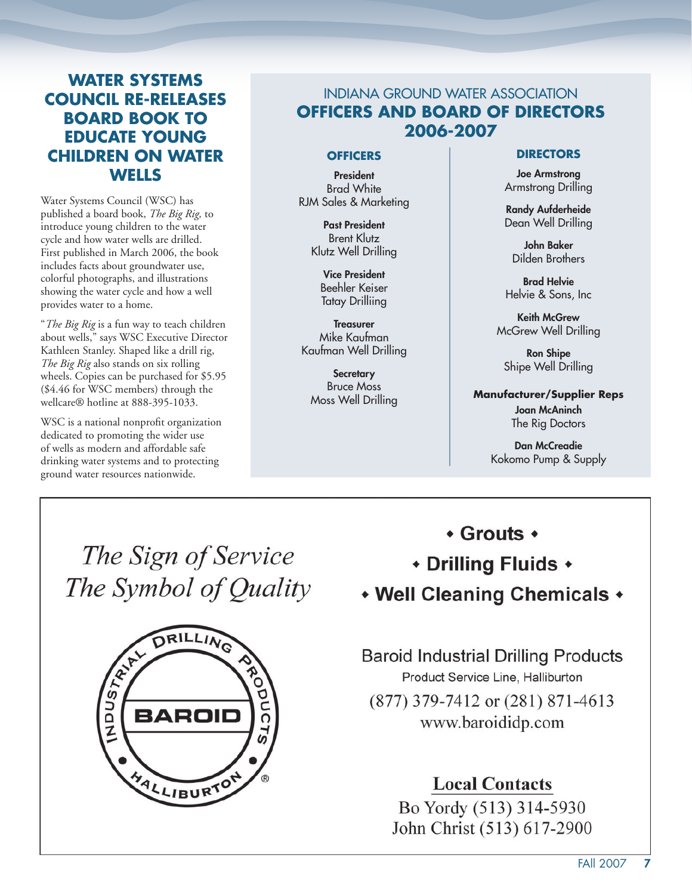## WATER SYSTEMS COUNCIL RE-RELEASES BOARD BOOK TO EDUCATE YOUNG CHILDREN ON WATER WELLS

Water Systems Council (WSC) has published a board book, *The Big Rig,* to introduce young children to the water cycle and how water wells are drilled. First published in March 2006, the book includes facts about groundwater use, colorful photographs, and illustrations showing the water cycle and how a well provides water to a home.

"*The Big Rig* is a fun way to teach children about wells," says WSC Executive Director Kathleen Stanley. Shaped like a drill rig, *The Big Rig* also stands on six rolling wheels. Copies can be purchased for $5.95 ($4.46 for WSC members) through the wellcare® hotline at 888-395-1033.

WSC is a national nonprofit organization dedicated to promoting the wider use of wells as modern and affordable safe drinking water systems and to protecting ground water resources nationwide.

## INDIANA GROUND WATER ASSOCIATION OFFICERS AND BOARD OF DIRECTORS 2006-2007

### OFFICERS

**President**
Brad White
RJM Sales & Marketing

**Past President**
Brent Klutz
Klutz Well Drilling

**Vice President**
Beehler Keiser
Tatay Drilliing

**Treasurer**
Mike Kaufman
Kaufman Well Drilling

**Secretary**
Bruce Moss
Moss Well Drilling

### DIRECTORS

**Joe Armstrong**
Armstrong Drilling

**Randy Aufderheide**
Dean Well Drilling

**John Baker**
Dilden Brothers

**Brad Helvie**
Helvie & Sons, Inc

**Keith McGrew**
McGrew Well Drilling

**Ron Shipe**
Shipe Well Drilling

**Manufacturer/Supplier Reps**

**Joan McAninch**
The Rig Doctors

**Dan McCreadie**
Kokomo Pump & Supply

---

*The Sign of Service*
*The Symbol of Quality*

INDUSTRIAL DRILLING PRODUCTS — BAROID — HALLIBURTON®

- **Grouts**
- **Drilling Fluids**
- **Well Cleaning Chemicals**

Baroid Industrial Drilling Products
Product Service Line, Halliburton
(877) 379-7412 or (281) 871-4613
www.baroididp.com

**Local Contacts**
Bo Yordy (513) 314-5930
John Christ (513) 617-2900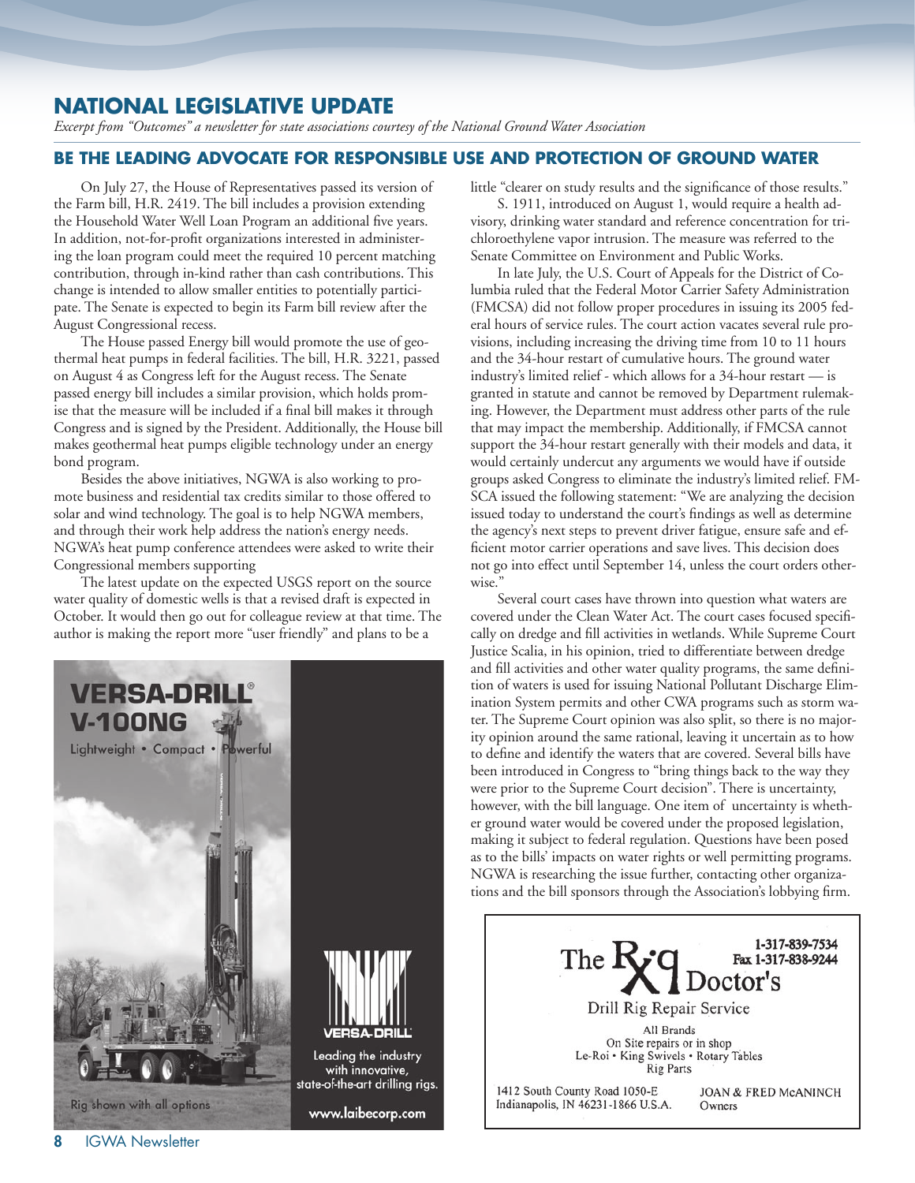# NATIONAL LEGISLATIVE UPDATE

*Excerpt from "Outcomes" a newsletter for state associations courtesy of the National Ground Water Association*

## BE THE LEADING ADVOCATE FOR RESPONSIBLE USE AND PROTECTION OF GROUND WATER

On July 27, the House of Representatives passed its version of the Farm bill, H.R. 2419. The bill includes a provision extending the Household Water Well Loan Program an additional five years. In addition, not-for-profit organizations interested in administering the loan program could meet the required 10 percent matching contribution, through in-kind rather than cash contributions. This change is intended to allow smaller entities to potentially participate. The Senate is expected to begin its Farm bill review after the August Congressional recess.

The House passed Energy bill would promote the use of geothermal heat pumps in federal facilities. The bill, H.R. 3221, passed on August 4 as Congress left for the August recess. The Senate passed energy bill includes a similar provision, which holds promise that the measure will be included if a final bill makes it through Congress and is signed by the President. Additionally, the House bill makes geothermal heat pumps eligible technology under an energy bond program.

Besides the above initiatives, NGWA is also working to promote business and residential tax credits similar to those offered to solar and wind technology. The goal is to help NGWA members, and through their work help address the nation's energy needs. NGWA's heat pump conference attendees were asked to write their Congressional members supporting

The latest update on the expected USGS report on the source water quality of domestic wells is that a revised draft is expected in October. It would then go out for colleague review at that time. The author is making the report more "user friendly" and plans to be a little "clearer on study results and the significance of those results."

S. 1911, introduced on August 1, would require a health advisory, drinking water standard and reference concentration for trichloroethylene vapor intrusion. The measure was referred to the Senate Committee on Environment and Public Works.

In late July, the U.S. Court of Appeals for the District of Columbia ruled that the Federal Motor Carrier Safety Administration (FMCSA) did not follow proper procedures in issuing its 2005 federal hours of service rules. The court action vacates several rule provisions, including increasing the driving time from 10 to 11 hours and the 34-hour restart of cumulative hours. The ground water industry's limited relief - which allows for a 34-hour restart — is granted in statute and cannot be removed by Department rulemaking. However, the Department must address other parts of the rule that may impact the membership. Additionally, if FMCSA cannot support the 34-hour restart generally with their models and data, it would certainly undercut any arguments we would have if outside groups asked Congress to eliminate the industry's limited relief. FMSCA issued the following statement: "We are analyzing the decision issued today to understand the court's findings as well as determine the agency's next steps to prevent driver fatigue, ensure safe and efficient motor carrier operations and save lives. This decision does not go into effect until September 14, unless the court orders otherwise."

Several court cases have thrown into question what waters are covered under the Clean Water Act. The court cases focused specifically on dredge and fill activities in wetlands. While Supreme Court Justice Scalia, in his opinion, tried to differentiate between dredge and fill activities and other water quality programs, the same definition of waters is used for issuing National Pollutant Discharge Elimination System permits and other CWA programs such as storm water. The Supreme Court opinion was also split, so there is no majority opinion around the same rational, leaving it uncertain as to how to define and identify the waters that are covered. Several bills have been introduced in Congress to "bring things back to the way they were prior to the Supreme Court decision". There is uncertainty, however, with the bill language. One item of uncertainty is whether ground water would be covered under the proposed legislation, making it subject to federal regulation. Questions have been posed as to the bills' impacts on water rights or well permitting programs. NGWA is researching the issue further, contacting other organizations and the bill sponsors through the Association's lobbying firm.

---

**VERSA-DRILL® V-100NG**

Lightweight • Compact • Powerful

Rig shown with all options

VERSA-DRILL

Leading the industry with innovative, state-of-the-art drilling rigs.

www.laibecorp.com

---

**The Rig Doctor's**

1-317-839-7534
Fax 1-317-838-9244

Drill Rig Repair Service

All Brands
On Site repairs or in shop
Le-Roi • King Swivels • Rotary Tables
Rig Parts

1412 South County Road 1050-E
Indianapolis, IN 46231-1866 U.S.A.

JOAN & FRED McANINCH
Owners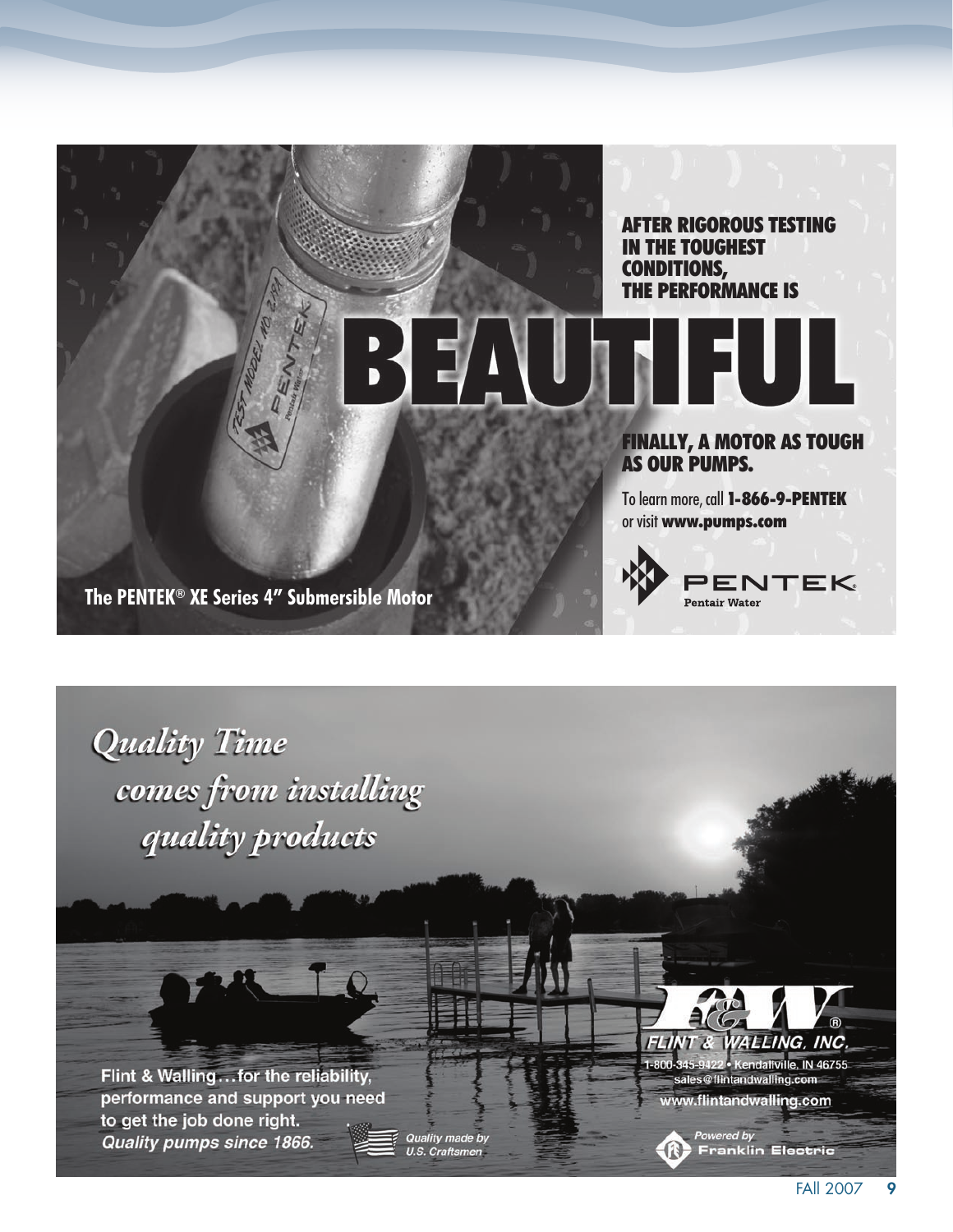AFTER RIGOROUS TESTING IN THE TOUGHEST CONDITIONS, THE PERFORMANCE IS

# BEAUTIFUL

**FINALLY, A MOTOR AS TOUGH AS OUR PUMPS.**

To learn more, call **1-866-9-PENTEK** or visit **www.pumps.com**

PENTEK® Pentair Water

**The PENTEK® XE Series 4" Submersible Motor**

*Quality Time comes from installing quality products*

**Flint & Walling…for the reliability, performance and support you need to get the job done right.**
***Quality pumps since 1866.***

*Quality made by U.S. Craftsmen*

F&W® FLINT & WALLING, INC.
1-800-345-9422 • Kendallville, IN 46755
sales@flintandwalling.com
www.flintandwalling.com

*Powered by* Franklin Electric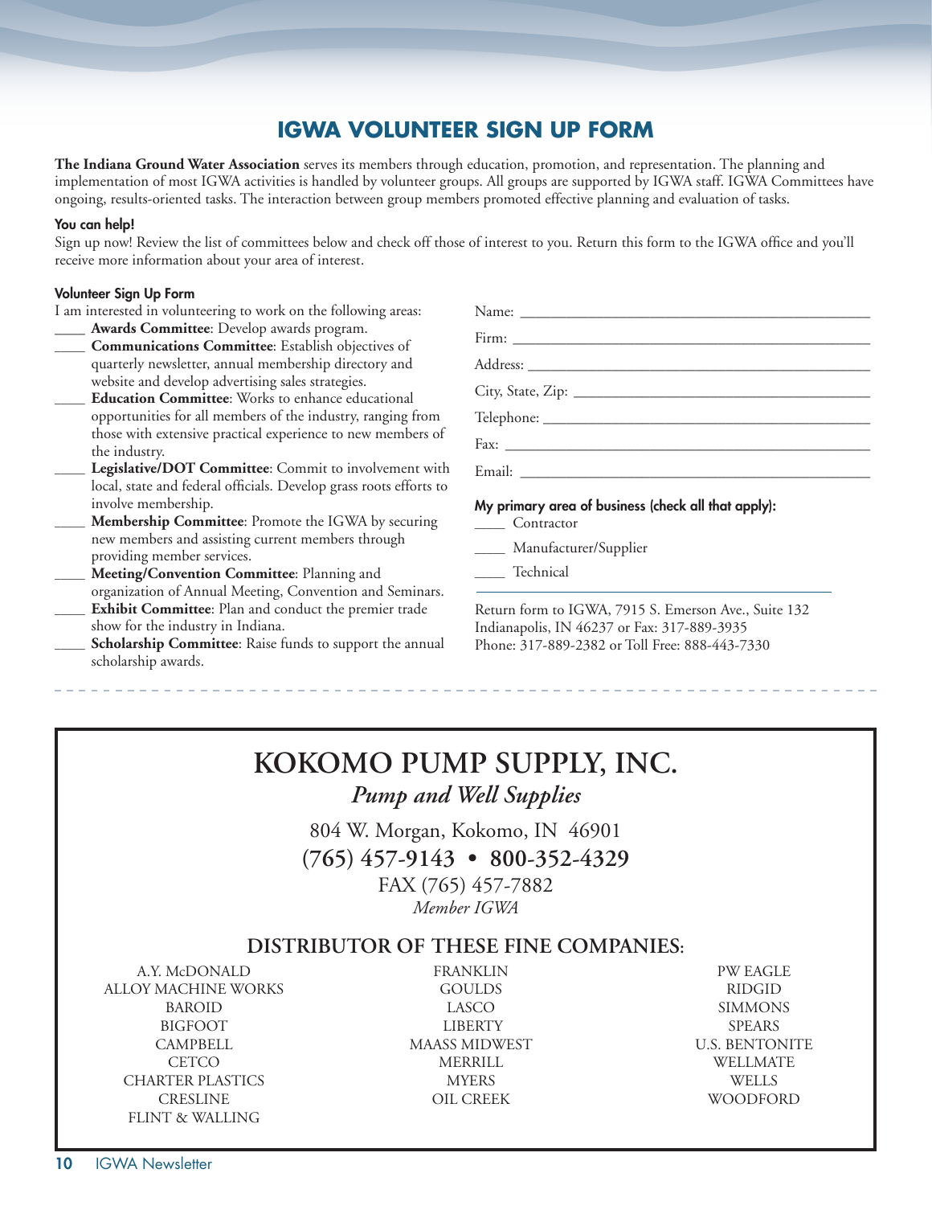# IGWA VOLUNTEER SIGN UP FORM

**The Indiana Ground Water Association** serves its members through education, promotion, and representation. The planning and implementation of most IGWA activities is handled by volunteer groups. All groups are supported by IGWA staff. IGWA Committees have ongoing, results-oriented tasks. The interaction between group members promoted effective planning and evaluation of tasks.

### You can help!

Sign up now! Review the list of committees below and check off those of interest to you. Return this form to the IGWA office and you'll receive more information about your area of interest.

### Volunteer Sign Up Form

I am interested in volunteering to work on the following areas:

____ **Awards Committee**: Develop awards program.

____ **Communications Committee**: Establish objectives of quarterly newsletter, annual membership directory and website and develop advertising sales strategies.

____ **Education Committee**: Works to enhance educational opportunities for all members of the industry, ranging from those with extensive practical experience to new members of the industry.

____ **Legislative/DOT Committee**: Commit to involvement with local, state and federal officials. Develop grass roots efforts to involve membership.

____ **Membership Committee**: Promote the IGWA by securing new members and assisting current members through providing member services.

____ **Meeting/Convention Committee**: Planning and organization of Annual Meeting, Convention and Seminars.

____ **Exhibit Committee**: Plan and conduct the premier trade show for the industry in Indiana.

____ **Scholarship Committee**: Raise funds to support the annual scholarship awards.

Name: ____________________________________________

Firm: ____________________________________________

Address: __________________________________________

City, State, Zip: ____________________________________

Telephone: ________________________________________

Fax: _____________________________________________

Email: ____________________________________________

**My primary area of business (check all that apply):**

____ Contractor

____ Manufacturer/Supplier

____ Technical

Return form to IGWA, 7915 S. Emerson Ave., Suite 132
Indianapolis, IN 46237 or Fax: 317-889-3935
Phone: 317-889-2382 or Toll Free: 888-443-7330

---

# KOKOMO PUMP SUPPLY, INC.

*Pump and Well Supplies*

804 W. Morgan, Kokomo, IN 46901
**(765) 457-9143 • 800-352-4329**
FAX (765) 457-7882
*Member IGWA*

## DISTRIBUTOR OF THESE FINE COMPANIES:

A.Y. McDONALD
ALLOY MACHINE WORKS
BAROID
BIGFOOT
CAMPBELL
CETCO
CHARTER PLASTICS
CRESLINE
FLINT & WALLING
FRANKLIN
GOULDS
LASCO
LIBERTY
MAASS MIDWEST
MERRILL
MYERS
OIL CREEK
PW EAGLE
RIDGID
SIMMONS
SPEARS
U.S. BENTONITE
WELLMATE
WELLS
WOODFORD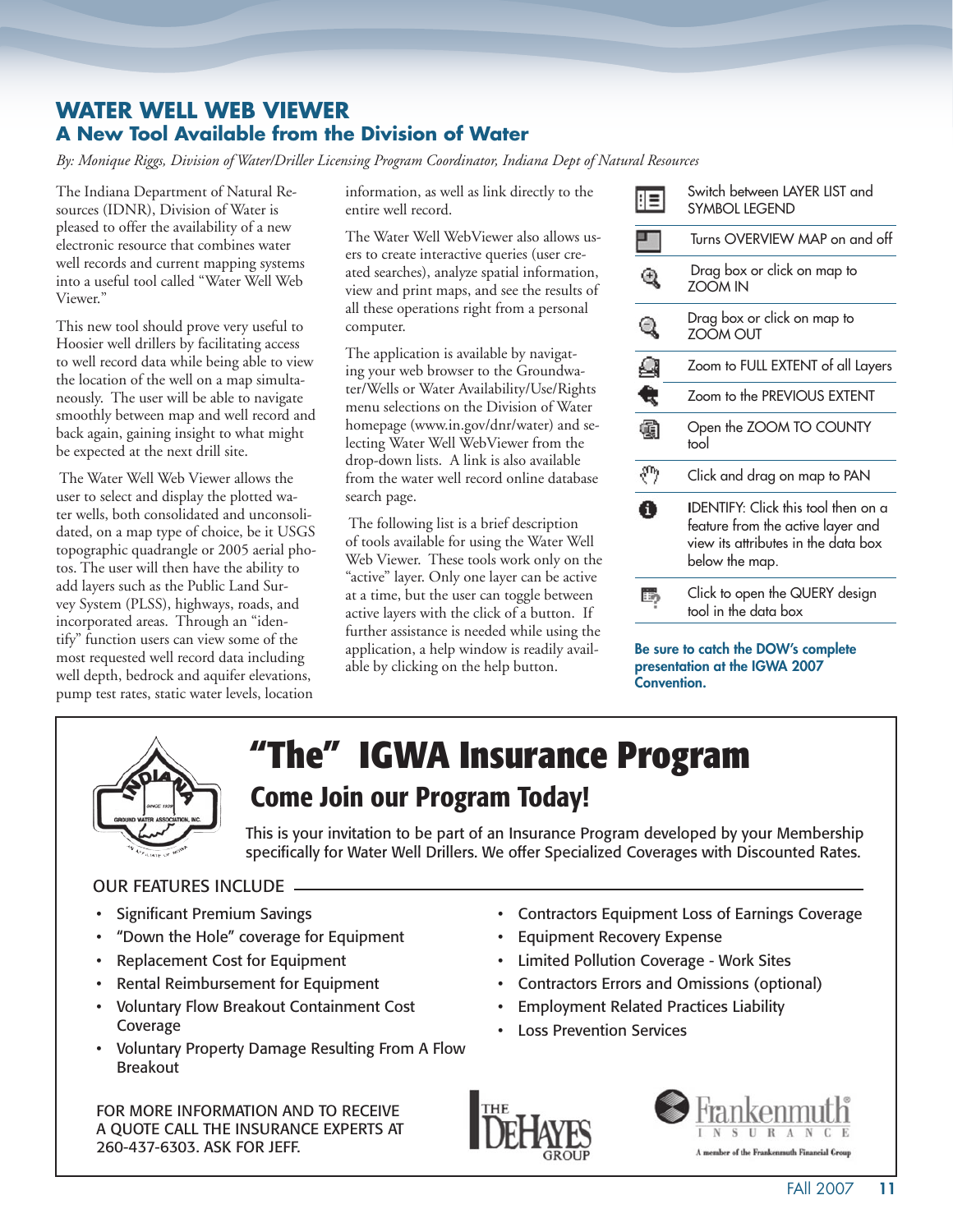# WATER WELL WEB VIEWER

## A New Tool Available from the Division of Water

*By: Monique Riggs, Division of Water/Driller Licensing Program Coordinator, Indiana Dept of Natural Resources*

The Indiana Department of Natural Resources (IDNR), Division of Water is pleased to offer the availability of a new electronic resource that combines water well records and current mapping systems into a useful tool called "Water Well Web Viewer."

This new tool should prove very useful to Hoosier well drillers by facilitating access to well record data while being able to view the location of the well on a map simultaneously. The user will be able to navigate smoothly between map and well record and back again, gaining insight to what might be expected at the next drill site.

The Water Well Web Viewer allows the user to select and display the plotted water wells, both consolidated and unconsolidated, on a map type of choice, be it USGS topographic quadrangle or 2005 aerial photos. The user will then have the ability to add layers such as the Public Land Survey System (PLSS), highways, roads, and incorporated areas. Through an "identify" function users can view some of the most requested well record data including well depth, bedrock and aquifer elevations, pump test rates, static water levels, location information, as well as link directly to the entire well record.

The Water Well WebViewer also allows users to create interactive queries (user created searches), analyze spatial information, view and print maps, and see the results of all these operations right from a personal computer.

The application is available by navigating your web browser to the Groundwater/Wells or Water Availability/Use/Rights menu selections on the Division of Water homepage (www.in.gov/dnr/water) and selecting Water Well WebViewer from the drop-down lists. A link is also available from the water well record online database search page.

The following list is a brief description of tools available for using the Water Well Web Viewer. These tools work only on the "active" layer. Only one layer can be active at a time, but the user can toggle between active layers with the click of a button. If further assistance is needed while using the application, a help window is readily available by clicking on the help button.

- Switch between LAYER LIST and SYMBOL LEGEND
- Turns OVERVIEW MAP on and off
- Drag box or click on map to ZOOM IN
- Drag box or click on map to ZOOM OUT
- Zoom to FULL EXTENT of all Layers
- Zoom to the PREVIOUS EXTENT
- Open the ZOOM TO COUNTY tool
- Click and drag on map to PAN
- IDENTIFY: Click this tool then on a feature from the active layer and view its attributes in the data box below the map.
- Click to open the QUERY design tool in the data box

**Be sure to catch the DOW's complete presentation at the IGWA 2007 Convention.**

---

# "The" IGWA Insurance Program

## Come Join our Program Today!

This is your invitation to be part of an Insurance Program developed by your Membership specifically for Water Well Drillers. We offer Specialized Coverages with Discounted Rates.

OUR FEATURES INCLUDE

- Significant Premium Savings
- "Down the Hole" coverage for Equipment
- Replacement Cost for Equipment
- Rental Reimbursement for Equipment
- Voluntary Flow Breakout Containment Cost Coverage
- Voluntary Property Damage Resulting From A Flow Breakout
- Contractors Equipment Loss of Earnings Coverage
- Equipment Recovery Expense
- Limited Pollution Coverage - Work Sites
- Contractors Errors and Omissions (optional)
- Employment Related Practices Liability
- Loss Prevention Services

FOR MORE INFORMATION AND TO RECEIVE A QUOTE CALL THE INSURANCE EXPERTS AT 260-437-6303. ASK FOR JEFF.

THE DEHAYES GROUP

Frankenmuth Insurance — A member of the Frankenmuth Financial Group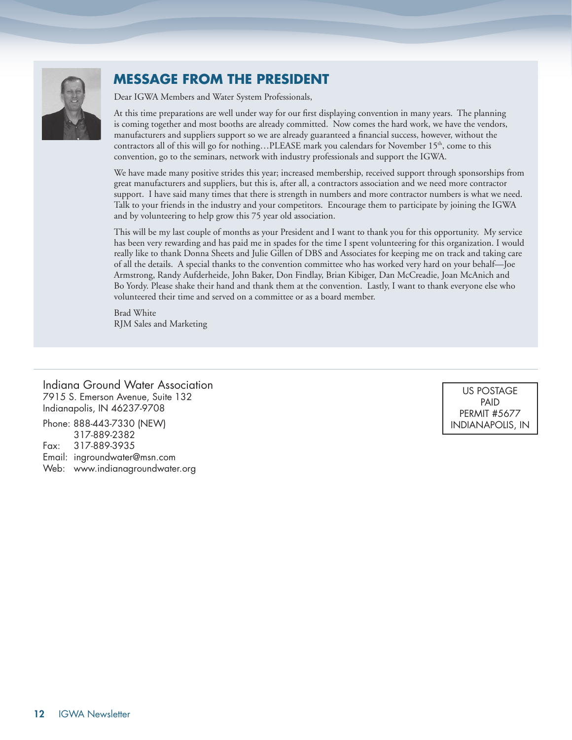## MESSAGE FROM THE PRESIDENT

Dear IGWA Members and Water System Professionals,

At this time preparations are well under way for our first displaying convention in many years. The planning is coming together and most booths are already committed. Now comes the hard work, we have the vendors, manufacturers and suppliers support so we are already guaranteed a financial success, however, without the contractors all of this will go for nothing…PLEASE mark you calendars for November 15th, come to this convention, go to the seminars, network with industry professionals and support the IGWA.

We have made many positive strides this year; increased membership, received support through sponsorships from great manufacturers and suppliers, but this is, after all, a contractors association and we need more contractor support. I have said many times that there is strength in numbers and more contractor numbers is what we need. Talk to your friends in the industry and your competitors. Encourage them to participate by joining the IGWA and by volunteering to help grow this 75 year old association.

This will be my last couple of months as your President and I want to thank you for this opportunity. My service has been very rewarding and has paid me in spades for the time I spent volunteering for this organization. I would really like to thank Donna Sheets and Julie Gillen of DBS and Associates for keeping me on track and taking care of all the details. A special thanks to the convention committee who has worked very hard on your behalf—Joe Armstrong, Randy Aufderheide, John Baker, Don Findlay, Brian Kibiger, Dan McCreadie, Joan McAnich and Bo Yordy. Please shake their hand and thank them at the convention. Lastly, I want to thank everyone else who volunteered their time and served on a committee or as a board member.

Brad White
RJM Sales and Marketing

---

Indiana Ground Water Association
7915 S. Emerson Avenue, Suite 132
Indianapolis, IN 46237-9708

Phone: 888-443-7330 (NEW)
317-889-2382
Fax: 317-889-3935
Email: ingroundwater@msn.com
Web: www.indianagroundwater.org

US POSTAGE
PAID
PERMIT #5677
INDIANAPOLIS, IN